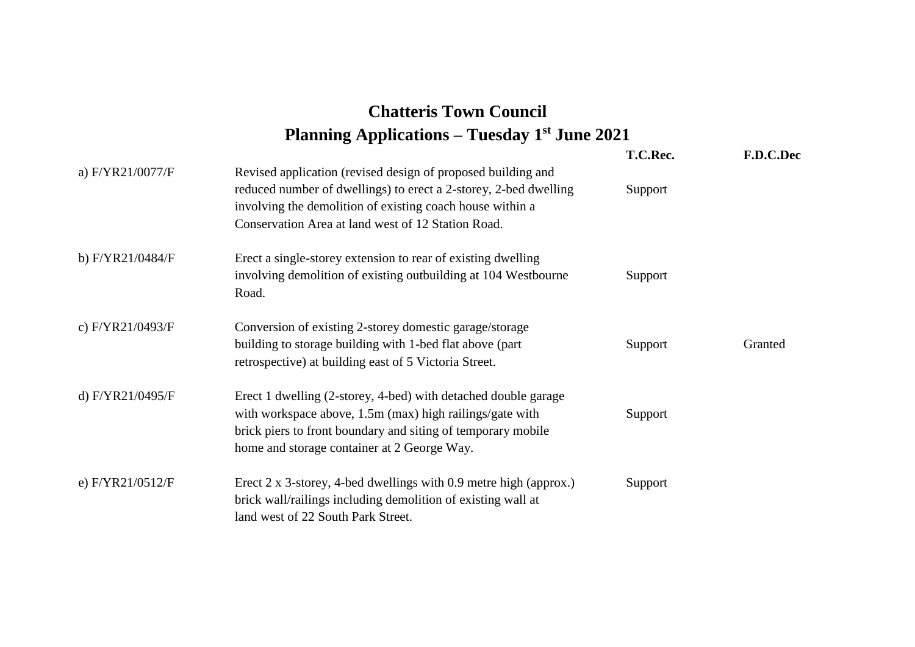# Chatteris Town Council

## Planning Applications – Tuesday 1st June 2021

| | | T.C.Rec. | F.D.C.Dec |
|---|---|---|---|
| a) F/YR21/0077/F | Revised application (revised design of proposed building and reduced number of dwellings) to erect a 2-storey, 2-bed dwelling involving the demolition of existing coach house within a Conservation Area at land west of 12 Station Road. | Support | |
| b) F/YR21/0484/F | Erect a single-storey extension to rear of existing dwelling involving demolition of existing outbuilding at 104 Westbourne Road. | Support | |
| c) F/YR21/0493/F | Conversion of existing 2-storey domestic garage/storage building to storage building with 1-bed flat above (part retrospective) at building east of 5 Victoria Street. | Support | Granted |
| d) F/YR21/0495/F | Erect 1 dwelling (2-storey, 4-bed) with detached double garage with workspace above, 1.5m (max) high railings/gate with brick piers to front boundary and siting of temporary mobile home and storage container at 2 George Way. | Support | |
| e) F/YR21/0512/F | Erect 2 x 3-storey, 4-bed dwellings with 0.9 metre high (approx.) brick wall/railings including demolition of existing wall at land west of 22 South Park Street. | Support | |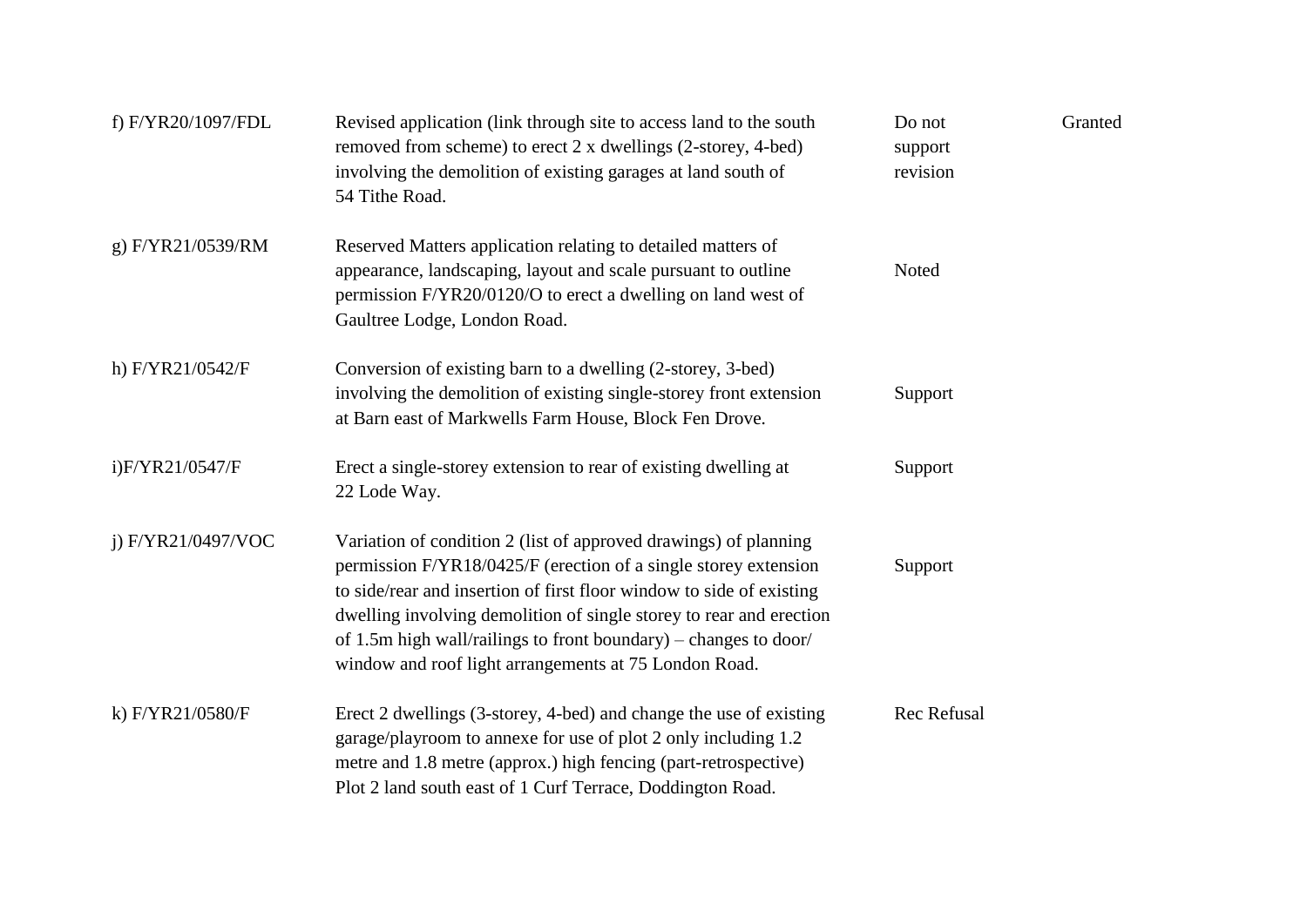| | | | |
|---|---|---|---|
| f) F/YR20/1097/FDL | Revised application (link through site to access land to the south removed from scheme) to erect 2 x dwellings (2-storey, 4-bed) involving the demolition of existing garages at land south of 54 Tithe Road. | Do not support revision | Granted |
| g) F/YR21/0539/RM | Reserved Matters application relating to detailed matters of appearance, landscaping, layout and scale pursuant to outline permission F/YR20/0120/O to erect a dwelling on land west of Gaultree Lodge, London Road. | Noted | |
| h) F/YR21/0542/F | Conversion of existing barn to a dwelling (2-storey, 3-bed) involving the demolition of existing single-storey front extension at Barn east of Markwells Farm House, Block Fen Drove. | Support | |
| i)F/YR21/0547/F | Erect a single-storey extension to rear of existing dwelling at 22 Lode Way. | Support | |
| j) F/YR21/0497/VOC | Variation of condition 2 (list of approved drawings) of planning permission F/YR18/0425/F (erection of a single storey extension to side/rear and insertion of first floor window to side of existing dwelling involving demolition of single storey to rear and erection of 1.5m high wall/railings to front boundary) – changes to door/ window and roof light arrangements at 75 London Road. | Support | |
| k) F/YR21/0580/F | Erect 2 dwellings (3-storey, 4-bed) and change the use of existing garage/playroom to annexe for use of plot 2 only including 1.2 metre and 1.8 metre (approx.) high fencing (part-retrospective) Plot 2 land south east of 1 Curf Terrace, Doddington Road. | Rec Refusal | |